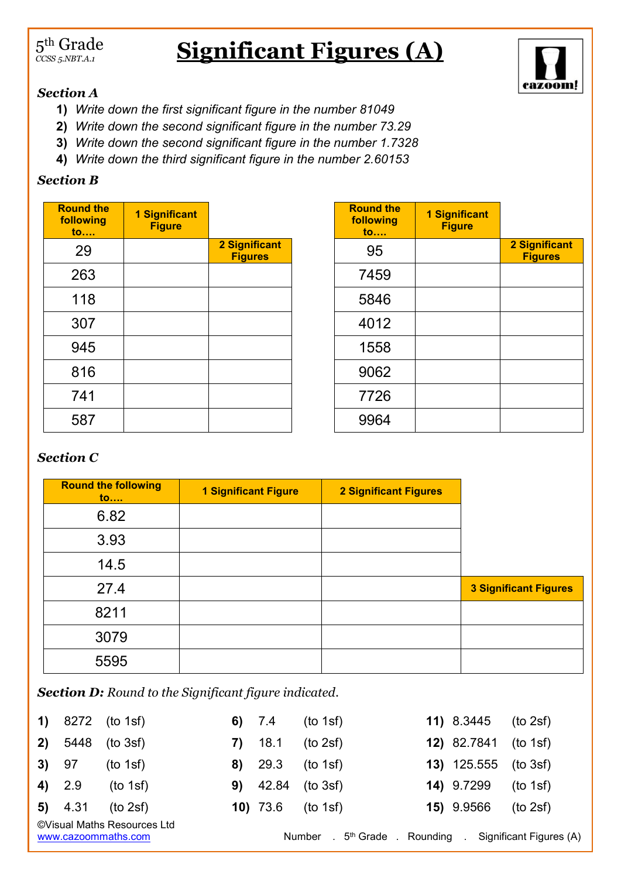5th Grade
*CCSS 5.NBT.A.1*

# Significant Figures (A)

### *Section A*

1) *Write down the first significant figure in the number 81049*
2) *Write down the second significant figure in the number 73.29*
3) *Write down the second significant figure in the number 1.7328*
4) *Write down the third significant figure in the number 2.60153*

### *Section B*

| Round the following to…. | 1 Significant Figure | 2 Significant Figures |
|---|---|---|
| 29 | | |
| 263 | | |
| 118 | | |
| 307 | | |
| 945 | | |
| 816 | | |
| 741 | | |
| 587 | | |

| Round the following to…. | 1 Significant Figure | 2 Significant Figures |
|---|---|---|
| 95 | | |
| 7459 | | |
| 5846 | | |
| 4012 | | |
| 1558 | | |
| 9062 | | |
| 7726 | | |
| 9964 | | |

### *Section C*

| Round the following to…. | 1 Significant Figure | 2 Significant Figures | 3 Significant Figures |
|---|---|---|---|
| 6.82 | | | |
| 3.93 | | | |
| 14.5 | | | |
| 27.4 | | | |
| 8211 | | | |
| 3079 | | | |
| 5595 | | | |

### *Section D:* Round to the Significant figure indicated.

**1)** 8272 (to 1sf)
**2)** 5448 (to 3sf)
**3)** 97 (to 1sf)
**4)** 2.9 (to 1sf)
**5)** 4.31 (to 2sf)
**6)** 7.4 (to 1sf)
**7)** 18.1 (to 2sf)
**8)** 29.3 (to 1sf)
**9)** 42.84 (to 3sf)
**10)** 73.6 (to 1sf)
**11)** 8.3445 (to 2sf)
**12)** 82.7841 (to 1sf)
**13)** 125.555 (to 3sf)
**14)** 9.7299 (to 1sf)
**15)** 9.9566 (to 2sf)

©Visual Maths Resources Ltd
www.cazoommaths.com